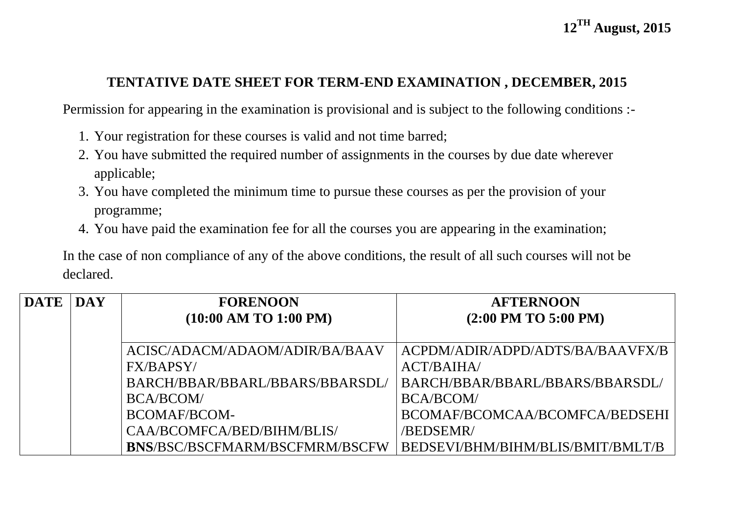**12$^{TH}$ August, 2015**

## TENTATIVE DATE SHEET FOR TERM-END EXAMINATION , DECEMBER, 2015

Permission for appearing in the examination is provisional and is subject to the following conditions :-

1. Your registration for these courses is valid and not time barred;
2. You have submitted the required number of assignments in the courses by due date wherever applicable;
3. You have completed the minimum time to pursue these courses as per the provision of your programme;
4. You have paid the examination fee for all the courses you are appearing in the examination;

In the case of non compliance of any of the above conditions, the result of all such courses will not be declared.

| DATE | DAY | FORENOON (10:00 AM TO 1:00 PM) | AFTERNOON (2:00 PM TO 5:00 PM) |
|---|---|---|---|
| | | ACISC/ADACM/ADAOM/ADIR/BA/BAAVFX/BAPSY/ BARCH/BBAR/BBARL/BBARS/BBARSDL/ BCA/BCOM/ BCOMAF/BCOM-CAA/BCOMFCA/BED/BIHM/BLIS/ **BNS**/BSC/BSCFMARM/BSCFMRM/BSCFW | ACPDM/ADIR/ADPD/ADTS/BA/BAAVFX/BACT/BAIHA/ BARCH/BBAR/BBARL/BBARS/BBARSDL/ BCA/BCOM/ BCOMAF/BCOMCAA/BCOMFCA/BEDSEHI/BEDSEMR/ BEDSEVI/BHM/BIHM/BLIS/BMIT/BMLT/B |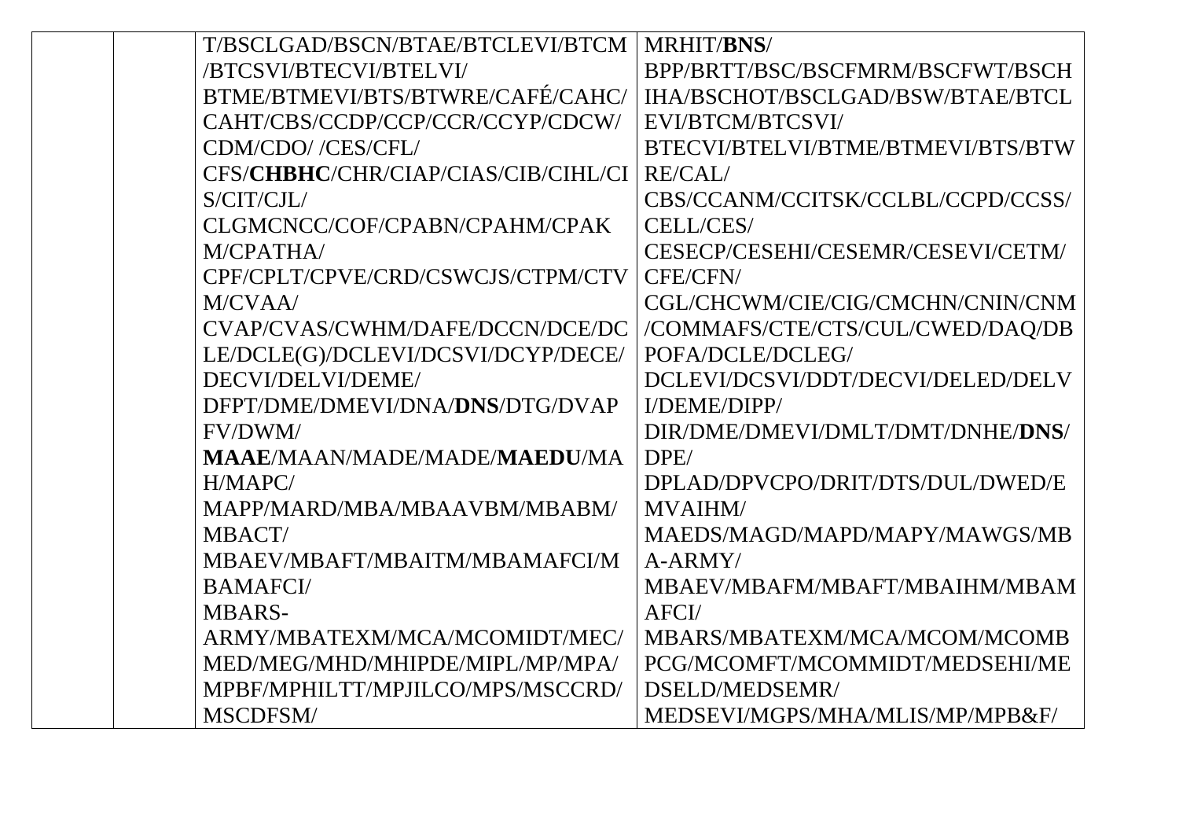|  |  |  |  |
|---|---|---|---|
|  |  | T/BSCLGAD/BSCN/BTAE/BTCLEVI/BTCM /BTCSVI/BTECVI/BTELVI/ BTME/BTMEVI/BTS/BTWRE/CAFÉ/CAHC/ CAHT/CBS/CCDP/CCP/CCR/CCYP/CDCW/ CDM/CDO/ /CES/CFL/ CFS/**CHBHC**/CHR/CIAP/CIAS/CIB/CIHL/CIS/CIT/CJL/ CLGMCNCC/COF/CPABN/CPAHM/CPAKM/CPATHA/ CPF/CPLT/CPVE/CRD/CSWCJS/CTPM/CTVM/CVAA/ CVAP/CVAS/CWHM/DAFE/DCCN/DCE/DCLE/DCLE(G)/DCLEVI/DCSVI/DCYP/DECE/ DECVI/DELVI/DEME/ DFPT/DME/DMEVI/DNA/**DNS**/DTG/DVAPFV/DWM/ **MAAE**/MAAN/MADE/MADE/**MAEDU**/MAH/MAPC/ MAPP/MARD/MBA/MBAAVBM/MBABM/ MBACT/ MBAEV/MBAFT/MBAITM/MBAMAFCI/MBAMAFCI/ MBARS-ARMY/MBATEXM/MCA/MCOMIDT/MEC/ MED/MEG/MHD/MHIPDE/MIPL/MP/MPA/ MPBF/MPHILTT/MPJILCO/MPS/MSCCRD/ MSCDFSM/ | MRHIT/**BNS**/ BPP/BRTT/BSC/BSCFMRM/BSCFWT/BSCHIHA/BSCHOT/BSCLGAD/BSW/BTAE/BTCLEVI/BTCM/BTCSVI/ BTECVI/BTELVI/BTME/BTMEVI/BTS/BTWRE/CAL/ CBS/CCANM/CCITSK/CCLBL/CCPD/CCSS/ CELL/CES/ CESECP/CESEHI/CESEMR/CESEVI/CETM/ CFE/CFN/ CGL/CHCWM/CIE/CIG/CMCHN/CNIN/CNM/COMMAFS/CTE/CTS/CUL/CWED/DAQ/DBPOFA/DCLE/DCLEG/ DCLEVI/DCSVI/DDT/DECVI/DELED/DELVI/DEME/DIPP/ DIR/DME/DMEVI/DMLT/DMT/DNHE/**DNS**/ DPE/ DPLAD/DPVCPO/DRIT/DTS/DUL/DWED/EMVAIHM/ MAEDS/MAGD/MAPD/MAPY/MAWGS/MBA-ARMY/ MBAEV/MBAFM/MBAFT/MBAIHM/MBAMAFCI/ MBARS/MBATEXM/MCA/MCOM/MCOMBPCG/MCOMFT/MCOMMIDT/MEDSEHI/MEDSELD/MEDSEMR/ MEDSEVI/MGPS/MHA/MLIS/MP/MPB&F/ |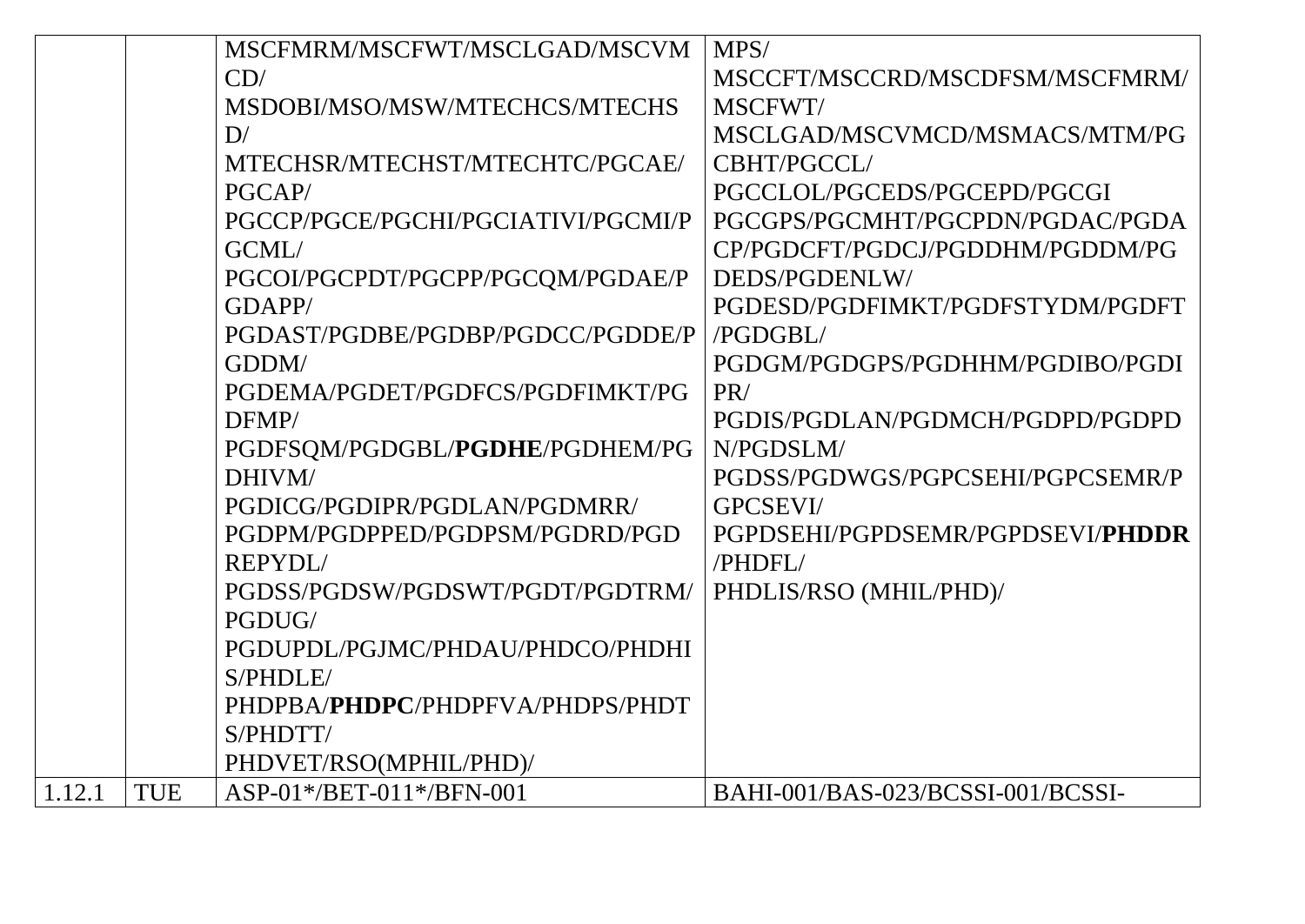| | | | |
|---|---|---|---|
| | | MSCFMRM/MSCFWT/MSCLGAD/MSCVMCD/ MSDOBI/MSO/MSW/MTECHCS/MTECHSD/ MTECHSR/MTECHST/MTECHTC/PGCAE/ PGCAP/ PGCCP/PGCE/PGCHI/PGCIATIVI/PGCMI/PGCML/ PGCOI/PGCPDT/PGCPP/PGCQM/PGDAE/PGDAPP/ PGDAST/PGDBE/PGDBP/PGDCC/PGDDE/PGDDM/ PGDEMA/PGDET/PGDFCS/PGDFIMKT/PGDFMP/ PGDFSQM/PGDGBL/**PGDHE**/PGDHEM/PGDHIVM/ PGDICG/PGDIPR/PGDLAN/PGDMRR/ PGDPM/PGDPPED/PGDPSM/PGDRD/PGDREPYDL/ PGDSS/PGDSW/PGDSWT/PGDT/PGDTRM/ PGDUG/ PGDUPDL/PGJMC/PHDAU/PHDCO/PHDHIS/PHDLE/ PHDPBA/**PHDPC**/PHDPFVA/PHDPS/PHDTS/PHDTT/ PHDVET/RSO(MPHIL/PHD)/ | MPS/ MSCCFT/MSCCRD/MSCDFSM/MSCFMRM/ MSCFWT/ MSCLGAD/MSCVMCD/MSMACS/MTM/PGCBHT/PGCCL/ PGCCLOL/PGCEDS/PGCEPD/PGCGI PGCGPS/PGCMHT/PGCPDN/PGDAC/PGDACP/PGDCFT/PGDCJ/PGDDHM/PGDDM/PGDEDS/PGDENLW/ PGDESD/PGDFIMKT/PGDFSTYDM/PGDFT/PGDGBL/ PGDGM/PGDGPS/PGDHHM/PGDIBO/PGDIPR/ PGDIS/PGDLAN/PGDMCH/PGDPD/PGDPDN/PGDSLM/ PGDSS/PGDWGS/PGPCSEHI/PGPCSEMR/PGPCSEVI/ PGPDSEHI/PGPDSEMR/PGPDSEVI/**PHDDR**/PHDFL/ PHDLIS/RSO (MHIL/PHD)/ |
| 1.12.1 | TUE | ASP-01*/BET-011*/BFN-001 | BAHI-001/BAS-023/BCSSI-001/BCSSI- |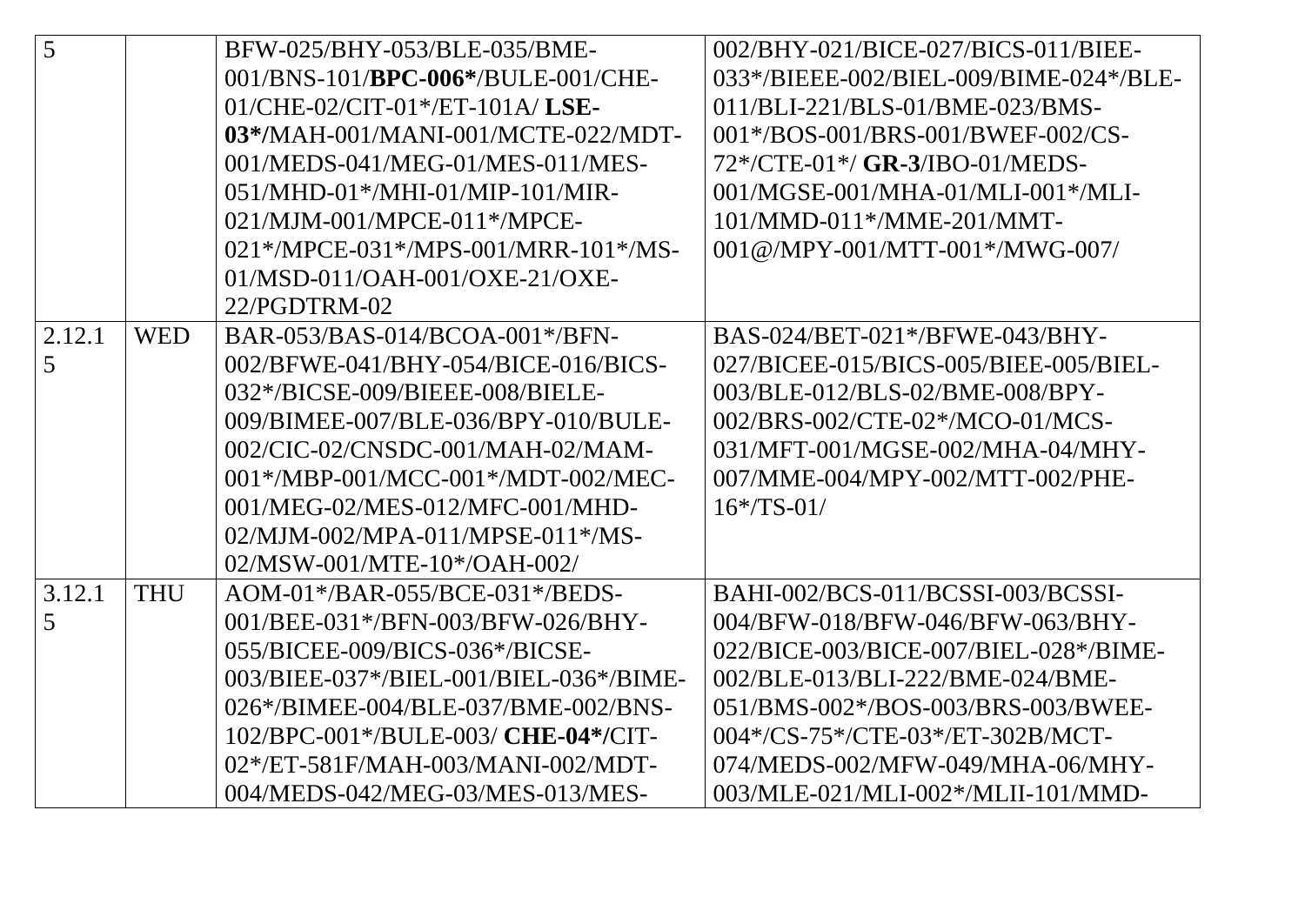| 5 | | BFW-025/BHY-053/BLE-035/BME-001/BNS-101/**BPC-006***/BULE-001/CHE-01/CHE-02/CIT-01*/ET-101A/ **LSE-03***/MAH-001/MANI-001/MCTE-022/MDT-001/MEDS-041/MEG-01/MES-011/MES-051/MHD-01*/MHI-01/MIP-101/MIR-021/MJM-001/MPCE-011*/MPCE-021*/MPCE-031*/MPS-001/MRR-101*/MS-01/MSD-011/OAH-001/OXE-21/OXE-22/PGDTRM-02 | 002/BHY-021/BICE-027/BICS-011/BIEE-033*/BIEEE-002/BIEL-009/BIME-024*/BLE-011/BLI-221/BLS-01/BME-023/BMS-001*/BOS-001/BRS-001/BWEF-002/CS-72*/CTE-01*/ **GR-3**/IBO-01/MEDS-001/MGSE-001/MHA-01/MLI-001*/MLI-101/MMD-011*/MME-201/MMT-001@/MPY-001/MTT-001*/MWG-007/ |
|---|---|---|---|
| 2.12.15 | WED | BAR-053/BAS-014/BCOA-001*/BFN-002/BFWE-041/BHY-054/BICE-016/BICS-032*/BICSE-009/BIEEE-008/BIELE-009/BIMEE-007/BLE-036/BPY-010/BULE-002/CIC-02/CNSDC-001/MAH-02/MAM-001*/MBP-001/MCC-001*/MDT-002/MEC-001/MEG-02/MES-012/MFC-001/MHD-02/MJM-002/MPA-011/MPSE-011*/MS-02/MSW-001/MTE-10*/OAH-002/ | BAS-024/BET-021*/BFWE-043/BHY-027/BICEE-015/BICS-005/BIEE-005/BIEL-003/BLE-012/BLS-02/BME-008/BPY-002/BRS-002/CTE-02*/MCO-01/MCS-031/MFT-001/MGSE-002/MHA-04/MHY-007/MME-004/MPY-002/MTT-002/PHE-16*/TS-01/ |
| 3.12.15 | THU | AOM-01*/BAR-055/BCE-031*/BEDS-001/BEE-031*/BFN-003/BFW-026/BHY-055/BICEE-009/BICS-036*/BICSE-003/BIEE-037*/BIEL-001/BIEL-036*/BIME-026*/BIMEE-004/BLE-037/BME-002/BNS-102/BPC-001*/BULE-003/ **CHE-04***/CIT-02*/ET-581F/MAH-003/MANI-002/MDT-004/MEDS-042/MEG-03/MES-013/MES- | BAHI-002/BCS-011/BCSSI-003/BCSSI-004/BFW-018/BFW-046/BFW-063/BHY-022/BICE-003/BICE-007/BIEL-028*/BIME-002/BLE-013/BLI-222/BME-024/BME-051/BMS-002*/BOS-003/BRS-003/BWEE-004*/CS-75*/CTE-03*/ET-302B/MCT-074/MEDS-002/MFW-049/MHA-06/MHY-003/MLE-021/MLI-002*/MLII-101/MMD- |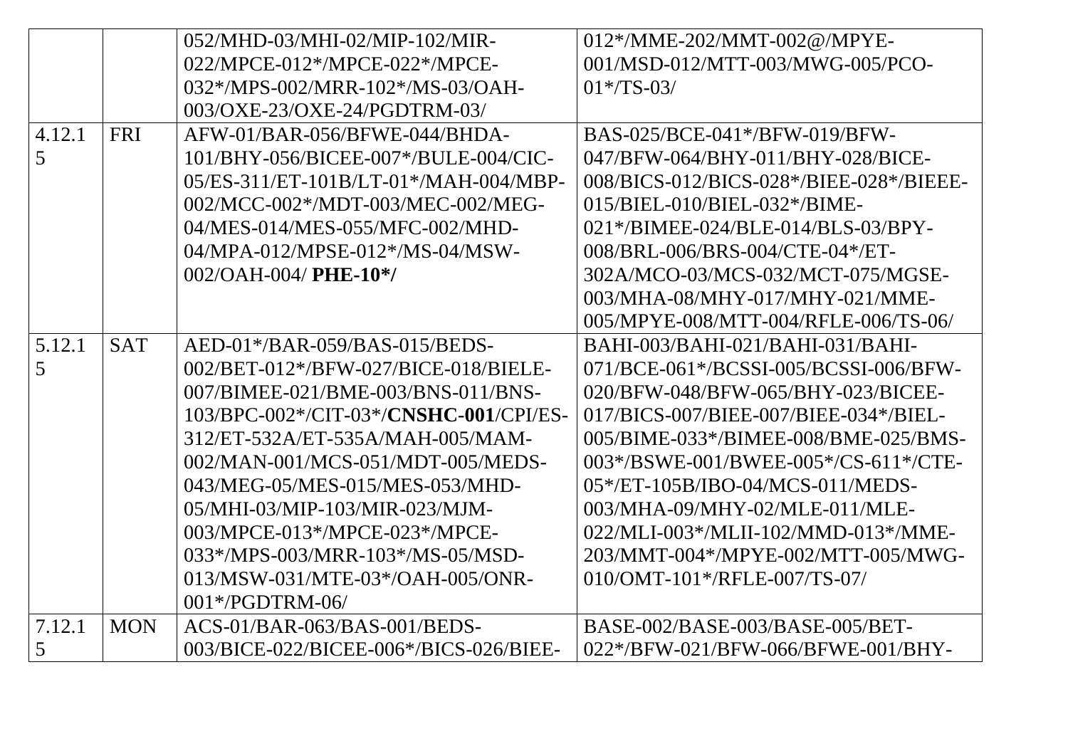| | | | |
|---|---|---|---|
| | | 052/MHD-03/MHI-02/MIP-102/MIR-022/MPCE-012*/MPCE-022*/MPCE-032*/MPS-002/MRR-102*/MS-03/OAH-003/OXE-23/OXE-24/PGDTRM-03/ | 012*/MME-202/MMT-002@/MPYE-001/MSD-012/MTT-003/MWG-005/PCO-01*/TS-03/ |
| 4.12.15 | FRI | AFW-01/BAR-056/BFWE-044/BHDA-101/BHY-056/BICEE-007*/BULE-004/CIC-05/ES-311/ET-101B/LT-01*/MAH-004/MBP-002/MCC-002*/MDT-003/MEC-002/MEG-04/MES-014/MES-055/MFC-002/MHD-04/MPA-012/MPSE-012*/MS-04/MSW-002/OAH-004/ **PHE-10*/** | BAS-025/BCE-041*/BFW-019/BFW-047/BFW-064/BHY-011/BHY-028/BICE-008/BICS-012/BICS-028*/BIEE-028*/BIEEE-015/BIEL-010/BIEL-032*/BIME-021*/BIMEE-024/BLE-014/BLS-03/BPY-008/BRL-006/BRS-004/CTE-04*/ET-302A/MCO-03/MCS-032/MCT-075/MGSE-003/MHA-08/MHY-017/MHY-021/MME-005/MPYE-008/MTT-004/RFLE-006/TS-06/ |
| 5.12.15 | SAT | AED-01*/BAR-059/BAS-015/BEDS-002/BET-012*/BFW-027/BICE-018/BIELE-007/BIMEE-021/BME-003/BNS-011/BNS-103/BPC-002*/CIT-03*/**CNSHC-001**/CPI/ES-312/ET-532A/ET-535A/MAH-005/MAM-002/MAN-001/MCS-051/MDT-005/MEDS-043/MEG-05/MES-015/MES-053/MHD-05/MHI-03/MIP-103/MIR-023/MJM-003/MPCE-013*/MPCE-023*/MPCE-033*/MPS-003/MRR-103*/MS-05/MSD-013/MSW-031/MTE-03*/OAH-005/ONR-001*/PGDTRM-06/ | BAHI-003/BAHI-021/BAHI-031/BAHI-071/BCE-061*/BCSSI-005/BCSSI-006/BFW-020/BFW-048/BFW-065/BHY-023/BICEE-017/BICS-007/BIEE-007/BIEE-034*/BIEL-005/BIME-033*/BIMEE-008/BME-025/BMS-003*/BSWE-001/BWEE-005*/CS-611*/CTE-05*/ET-105B/IBO-04/MCS-011/MEDS-003/MHA-09/MHY-02/MLE-011/MLE-022/MLI-003*/MLII-102/MMD-013*/MME-203/MMT-004*/MPYE-002/MTT-005/MWG-010/OMT-101*/RFLE-007/TS-07/ |
| 7.12.15 | MON | ACS-01/BAR-063/BAS-001/BEDS-003/BICE-022/BICEE-006*/BICS-026/BIEE- | BASE-002/BASE-003/BASE-005/BET-022*/BFW-021/BFW-066/BFWE-001/BHY- |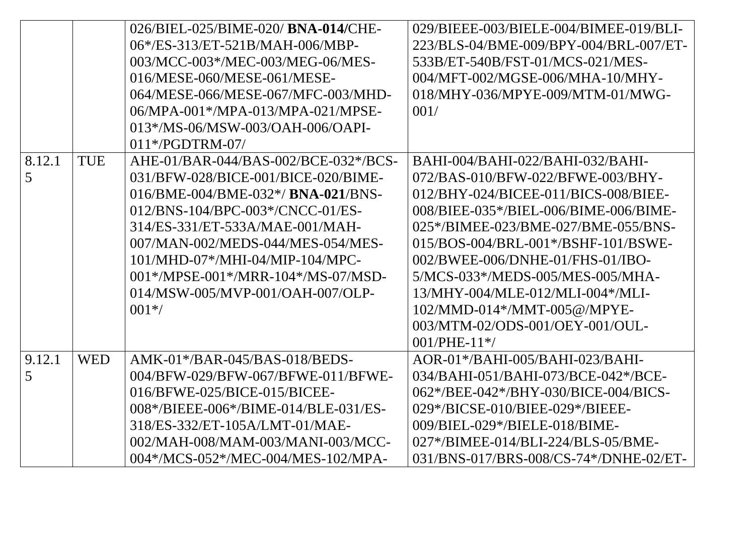| | | 026/BIEL-025/BIME-020/ **BNA-014/**CHE-06*/ES-313/ET-521B/MAH-006/MBP-003/MCC-003*/MEC-003/MEG-06/MES-016/MESE-060/MESE-061/MESE-064/MESE-066/MESE-067/MFC-003/MHD-06/MPA-001*/MPA-013/MPA-021/MPSE-013*/MS-06/MSW-003/OAH-006/OAPI-011*/PGDTRM-07/ | 029/BIEEE-003/BIELE-004/BIMEE-019/BLI-223/BLS-04/BME-009/BPY-004/BRL-007/ET-533B/ET-540B/FST-01/MCS-021/MES-004/MFT-002/MGSE-006/MHA-10/MHY-018/MHY-036/MPYE-009/MTM-01/MWG-001/ |
|---|---|---|---|
| 8.12.15 | TUE | AHE-01/BAR-044/BAS-002/BCE-032*/BCS-031/BFW-028/BICE-001/BICE-020/BIME-016/BME-004/BME-032*/ **BNA-021**/BNS-012/BNS-104/BPC-003*/CNCC-01/ES-314/ES-331/ET-533A/MAE-001/MAH-007/MAN-002/MEDS-044/MES-054/MES-101/MHD-07*/MHI-04/MIP-104/MPC-001*/MPSE-001*/MRR-104*/MS-07/MSD-014/MSW-005/MVP-001/OAH-007/OLP-001*/ | BAHI-004/BAHI-022/BAHI-032/BAHI-072/BAS-010/BFW-022/BFWE-003/BHY-012/BHY-024/BICEE-011/BICS-008/BIEE-008/BIEE-035*/BIEL-006/BIME-006/BIME-025*/BIMEE-023/BME-027/BME-055/BNS-015/BOS-004/BRL-001*/BSHF-101/BSWE-002/BWEE-006/DNHE-01/FHS-01/IBO-5/MCS-033*/MEDS-005/MES-005/MHA-13/MHY-004/MLE-012/MLI-004*/MLI-102/MMD-014*/MMT-005@/MPYE-003/MTM-02/ODS-001/OEY-001/OUL-001/PHE-11*/ |
| 9.12.15 | WED | AMK-01*/BAR-045/BAS-018/BEDS-004/BFW-029/BFW-067/BFWE-011/BFWE-016/BFWE-025/BICE-015/BICEE-008*/BIEEE-006*/BIME-014/BLE-031/ES-318/ES-332/ET-105A/LMT-01/MAE-002/MAH-008/MAM-003/MANI-003/MCC-004*/MCS-052*/MEC-004/MES-102/MPA- | AOR-01*/BAHI-005/BAHI-023/BAHI-034/BAHI-051/BAHI-073/BCE-042*/BCE-062*/BEE-042*/BHY-030/BICE-004/BICS-029*/BICSE-010/BIEE-029*/BIEEE-009/BIEL-029*/BIELE-018/BIME-027*/BIMEE-014/BLI-224/BLS-05/BME-031/BNS-017/BRS-008/CS-74*/DNHE-02/ET- |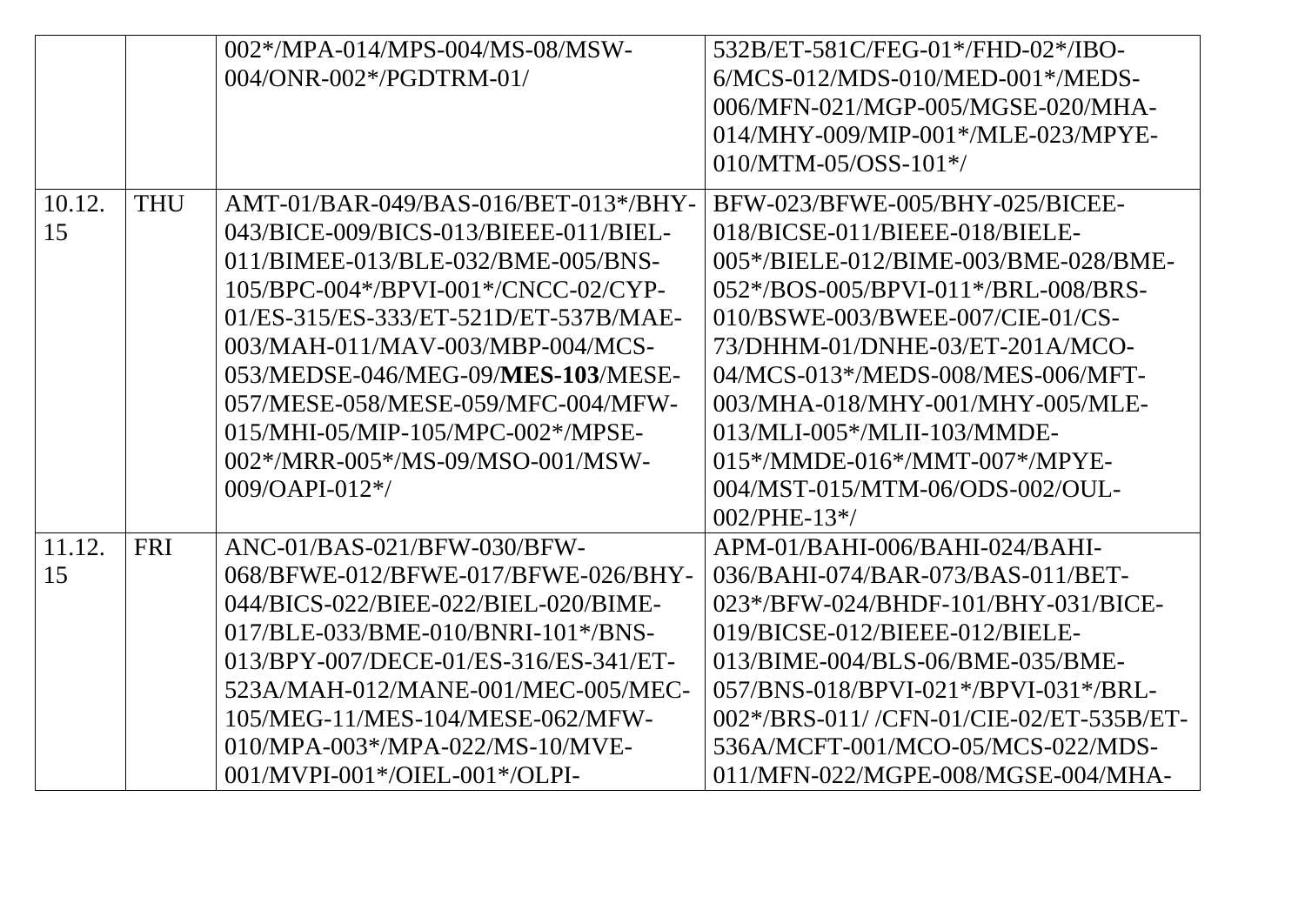| | | | |
|---|---|---|---|
| | | 002*/MPA-014/MPS-004/MS-08/MSW-004/ONR-002*/PGDTRM-01/ | 532B/ET-581C/FEG-01*/FHD-02*/IBO-6/MCS-012/MDS-010/MED-001*/MEDS-006/MFN-021/MGP-005/MGSE-020/MHA-014/MHY-009/MIP-001*/MLE-023/MPYE-010/MTM-05/OSS-101*/ |
| 10.12.15 | THU | AMT-01/BAR-049/BAS-016/BET-013*/BHY-043/BICE-009/BICS-013/BIEEE-011/BIEL-011/BIMEE-013/BLE-032/BME-005/BNS-105/BPC-004*/BPVI-001*/CNCC-02/CYP-01/ES-315/ES-333/ET-521D/ET-537B/MAE-003/MAH-011/MAV-003/MBP-004/MCS-053/MEDSE-046/MEG-09/**MES-103**/MESE-057/MESE-058/MESE-059/MFC-004/MFW-015/MHI-05/MIP-105/MPC-002*/MPSE-002*/MRR-005*/MS-09/MSO-001/MSW-009/OAPI-012*/ | BFW-023/BFWE-005/BHY-025/BICEE-018/BICSE-011/BIEEE-018/BIELE-005*/BIELE-012/BIME-003/BME-028/BME-052*/BOS-005/BPVI-011*/BRL-008/BRS-010/BSWE-003/BWEE-007/CIE-01/CS-73/DHHM-01/DNHE-03/ET-201A/MCO-04/MCS-013*/MEDS-008/MES-006/MFT-003/MHA-018/MHY-001/MHY-005/MLE-013/MLI-005*/MLII-103/MMDE-015*/MMDE-016*/MMT-007*/MPYE-004/MST-015/MTM-06/ODS-002/OUL-002/PHE-13*/ |
| 11.12.15 | FRI | ANC-01/BAS-021/BFW-030/BFW-068/BFWE-012/BFWE-017/BFWE-026/BHY-044/BICS-022/BIEE-022/BIEL-020/BIME-017/BLE-033/BME-010/BNRI-101*/BNS-013/BPY-007/DECE-01/ES-316/ES-341/ET-523A/MAH-012/MANE-001/MEC-005/MEC-105/MEG-11/MES-104/MESE-062/MFW-010/MPA-003*/MPA-022/MS-10/MVE-001/MVPI-001*/OIEL-001*/OLPI- | APM-01/BAHI-006/BAHI-024/BAHI-036/BAHI-074/BAR-073/BAS-011/BET-023*/BFW-024/BHDF-101/BHY-031/BICE-019/BICSE-012/BIEEE-012/BIELE-013/BIME-004/BLS-06/BME-035/BME-057/BNS-018/BPVI-021*/BPVI-031*/BRL-002*/BRS-011/ /CFN-01/CIE-02/ET-535B/ET-536A/MCFT-001/MCO-05/MCS-022/MDS-011/MFN-022/MGPE-008/MGSE-004/MHA- |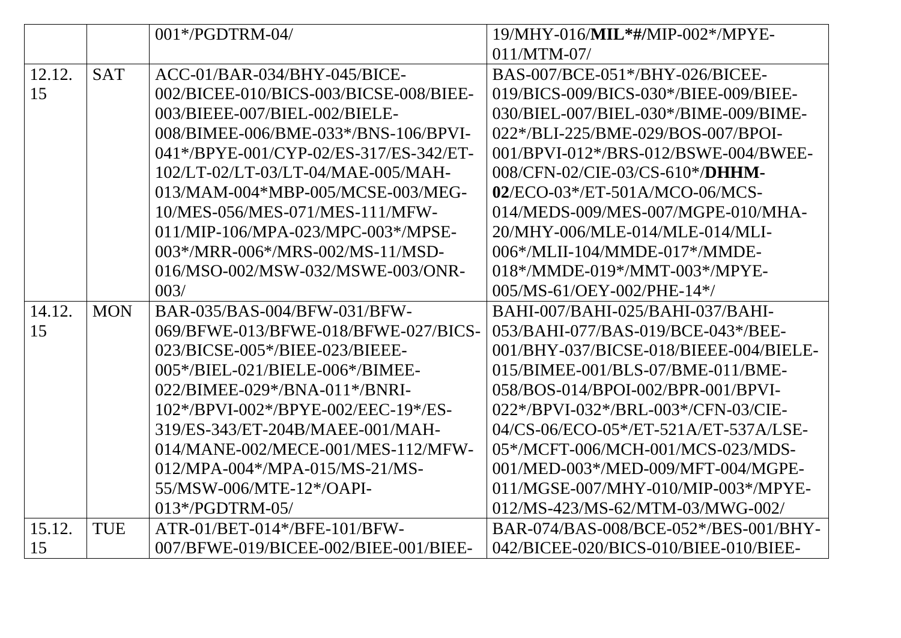| | | | |
|---|---|---|---|
| | | 001*/PGDTRM-04/ | 19/MHY-016/**MIL*#/**MIP-002*/MPYE-011/MTM-07/ |
| 12.12.15 | SAT | ACC-01/BAR-034/BHY-045/BICE-002/BICEE-010/BICS-003/BICSE-008/BIEE-003/BIEEE-007/BIEL-002/BIELE-008/BIMEE-006/BME-033*/BNS-106/BPVI-041*/BPYE-001/CYP-02/ES-317/ES-342/ET-102/LT-02/LT-03/LT-04/MAE-005/MAH-013/MAM-004*MBP-005/MCSE-003/MEG-10/MES-056/MES-071/MES-111/MFW-011/MIP-106/MPA-023/MPC-003*/MPSE-003*/MRR-006*/MRS-002/MS-11/MSD-016/MSO-002/MSW-032/MSWE-003/ONR-003/ | BAS-007/BCE-051*/BHY-026/BICEE-019/BICS-009/BICS-030*/BIEE-009/BIEE-030/BIEL-007/BIEL-030*/BIME-009/BIME-022*/BLI-225/BME-029/BOS-007/BPOI-001/BPVI-012*/BRS-012/BSWE-004/BWEE-008/CFN-02/CIE-03/CS-610*/**DHHM-02**/ECO-03*/ET-501A/MCO-06/MCS-014/MEDS-009/MES-007/MGPE-010/MHA-20/MHY-006/MLE-014/MLE-014/MLI-006*/MLII-104/MMDE-017*/MMDE-018*/MMDE-019*/MMT-003*/MPYE-005/MS-61/OEY-002/PHE-14*/ |
| 14.12.15 | MON | BAR-035/BAS-004/BFW-031/BFW-069/BFWE-013/BFWE-018/BFWE-027/BICS-023/BICSE-005*/BIEE-023/BIEEE-005*/BIEL-021/BIELE-006*/BIMEE-022/BIMEE-029*/BNA-011*/BNRI-102*/BPVI-002*/BPYE-002/EEC-19*/ES-319/ES-343/ET-204B/MAEE-001/MAH-014/MANE-002/MECE-001/MES-112/MFW-012/MPA-004*/MPA-015/MS-21/MS-55/MSW-006/MTE-12*/OAPI-013*/PGDTRM-05/ | BAHI-007/BAHI-025/BAHI-037/BAHI-053/BAHI-077/BAS-019/BCE-043*/BEE-001/BHY-037/BICSE-018/BIEEE-004/BIELE-015/BIMEE-001/BLS-07/BME-011/BME-058/BOS-014/BPOI-002/BPR-001/BPVI-022*/BPVI-032*/BRL-003*/CFN-03/CIE-04/CS-06/ECO-05*/ET-521A/ET-537A/LSE-05*/MCFT-006/MCH-001/MCS-023/MDS-001/MED-003*/MED-009/MFT-004/MGPE-011/MGSE-007/MHY-010/MIP-003*/MPYE-012/MS-423/MS-62/MTM-03/MWG-002/ |
| 15.12.15 | TUE | ATR-01/BET-014*/BFE-101/BFW-007/BFWE-019/BICEE-002/BIEE-001/BIEE- | BAR-074/BAS-008/BCE-052*/BES-001/BHY-042/BICEE-020/BICS-010/BIEE-010/BIEE- |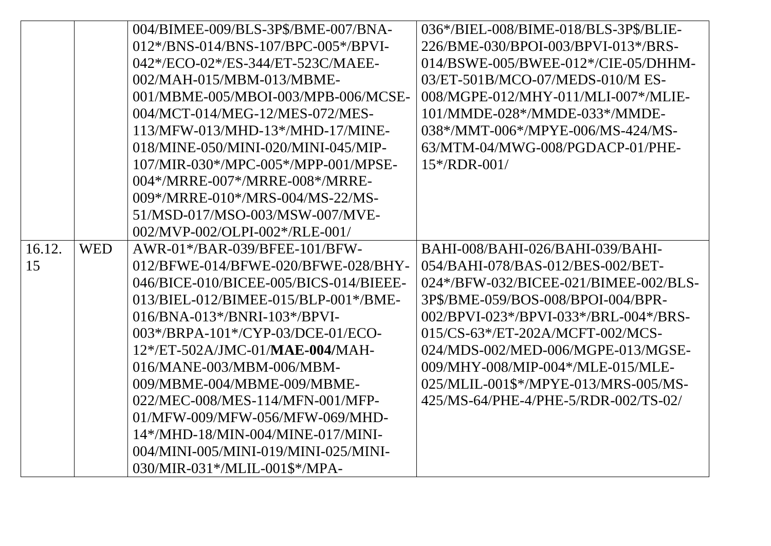| | | | |
|---|---|---|---|
| | | 004/BIMEE-009/BLS-3P$/BME-007/BNA-012*/BNS-014/BNS-107/BPC-005*/BPVI-042*/ECO-02*/ES-344/ET-523C/MAEE-002/MAH-015/MBM-013/MBME-001/MBME-005/MBOI-003/MPB-006/MCSE-004/MCT-014/MEG-12/MES-072/MES-113/MFW-013/MHD-13*/MHD-17/MINE-018/MINE-050/MINI-020/MINI-045/MIP-107/MIR-030*/MPC-005*/MPP-001/MPSE-004*/MRRE-007*/MRRE-008*/MRRE-009*/MRRE-010*/MRS-004/MS-22/MS-51/MSD-017/MSO-003/MSW-007/MVE-002/MVP-002/OLPI-002*/RLE-001/ | 036*/BIEL-008/BIME-018/BLS-3P$/BLIE-226/BME-030/BPOI-003/BPVI-013*/BRS-014/BSWE-005/BWEE-012*/CIE-05/DHHM-03/ET-501B/MCO-07/MEDS-010/M ES-008/MGPE-012/MHY-011/MLI-007*/MLIE-101/MMDE-028*/MMDE-033*/MMDE-038*/MMT-006*/MPYE-006/MS-424/MS-63/MTM-04/MWG-008/PGDACP-01/PHE-15*/RDR-001/ |
| 16.12.15 | WED | AWR-01*/BAR-039/BFEE-101/BFW-012/BFWE-014/BFWE-020/BFWE-028/BHY-046/BICE-010/BICEE-005/BICS-014/BIEEE-013/BIEL-012/BIMEE-015/BLP-001*/BME-016/BNA-013*/BNRI-103*/BPVI-003*/BRPA-101*/CYP-03/DCE-01/ECO-12*/ET-502A/JMC-01/**MAE-004/**MAH-016/MANE-003/MBM-006/MBM-009/MBME-004/MBME-009/MBME-022/MEC-008/MES-114/MFN-001/MFP-01/MFW-009/MFW-056/MFW-069/MHD-14*/MHD-18/MIN-004/MINE-017/MINI-004/MINI-005/MINI-019/MINI-025/MINI-030/MIR-031*/MLIL-001$*/MPA- | BAHI-008/BAHI-026/BAHI-039/BAHI-054/BAHI-078/BAS-012/BES-002/BET-024*/BFW-032/BICEE-021/BIMEE-002/BLS-3P$/BME-059/BOS-008/BPOI-004/BPR-002/BPVI-023*/BPVI-033*/BRL-004*/BRS-015/CS-63*/ET-202A/MCFT-002/MCS-024/MDS-002/MED-006/MGPE-013/MGSE-009/MHY-008/MIP-004*/MLE-015/MLE-025/MLIL-001$*/MPYE-013/MRS-005/MS-425/MS-64/PHE-4/PHE-5/RDR-002/TS-02/ |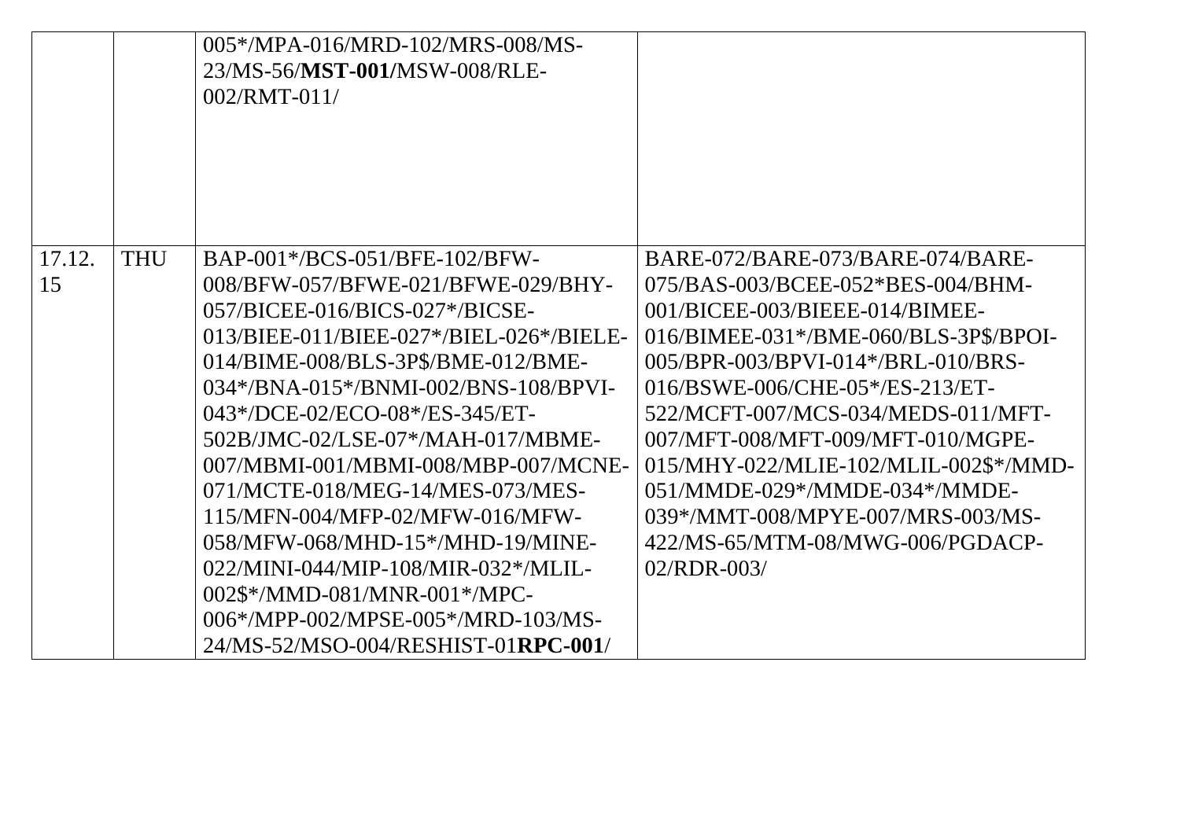| | | | |
|---|---|---|---|
| | | 005*/MPA-016/MRD-102/MRS-008/MS-23/MS-56/**MST-001/**MSW-008/RLE-002/RMT-011/ | |
| 17.12.15 | THU | BAP-001*/BCS-051/BFE-102/BFW-008/BFW-057/BFWE-021/BFWE-029/BHY-057/BICEE-016/BICS-027*/BICSE-013/BIEE-011/BIEE-027*/BIEL-026*/BIELE-014/BIME-008/BLS-3P$/BME-012/BME-034*/BNA-015*/BNMI-002/BNS-108/BPVI-043*/DCE-02/ECO-08*/ES-345/ET-502B/JMC-02/LSE-07*/MAH-017/MBME-007/MBMI-001/MBMI-008/MBP-007/MCNE-071/MCTE-018/MEG-14/MES-073/MES-115/MFN-004/MFP-02/MFW-016/MFW-058/MFW-068/MHD-15*/MHD-19/MINE-022/MINI-044/MIP-108/MIR-032*/MLIL-002$*/MMD-081/MNR-001*/MPC-006*/MPP-002/MPSE-005*/MRD-103/MS-24/MS-52/MSO-004/RESHIST-01**RPC-001**/ | BARE-072/BARE-073/BARE-074/BARE-075/BAS-003/BCEE-052*BES-004/BHM-001/BICEE-003/BIEEE-014/BIMEE-016/BIMEE-031*/BME-060/BLS-3P$/BPOI-005/BPR-003/BPVI-014*/BRL-010/BRS-016/BSWE-006/CHE-05*/ES-213/ET-522/MCFT-007/MCS-034/MEDS-011/MFT-007/MFT-008/MFT-009/MFT-010/MGPE-015/MHY-022/MLIE-102/MLIL-002$*/MMD-051/MMDE-029*/MMDE-034*/MMDE-039*/MMT-008/MPYE-007/MRS-003/MS-422/MS-65/MTM-08/MWG-006/PGDACP-02/RDR-003/ |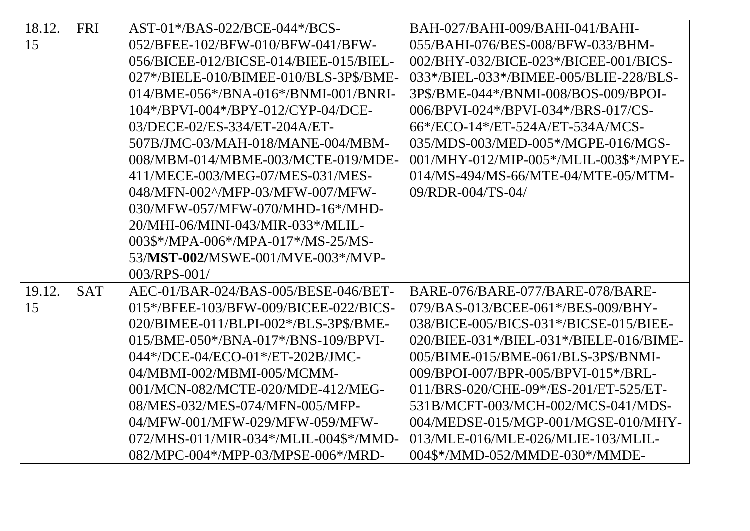| 18.12.15 | FRI | AST-01*/BAS-022/BCE-044*/BCS-052/BFEE-102/BFW-010/BFW-041/BFW-056/BICEE-012/BICSE-014/BIEE-015/BIEL-027*/BIELE-010/BIMEE-010/BLS-3P$/BME-014/BME-056*/BNA-016*/BNMI-001/BNRI-104*/BPVI-004*/BPY-012/CYP-04/DCE-03/DECE-02/ES-334/ET-204A/ET-507B/JMC-03/MAH-018/MANE-004/MBM-008/MBM-014/MBME-003/MCTE-019/MDE-411/MECE-003/MEG-07/MES-031/MES-048/MFN-002^/MFP-03/MFW-007/MFW-030/MFW-057/MFW-070/MHD-16*/MHD-20/MHI-06/MINI-043/MIR-033*/MLIL-003$*/MPA-006*/MPA-017*/MS-25/MS-53/**MST-002/**MSWE-001/MVE-003*/MVP-003/RPS-001/ | BAH-027/BAHI-009/BAHI-041/BAHI-055/BAHI-076/BES-008/BFW-033/BHM-002/BHY-032/BICE-023*/BICEE-001/BICS-033*/BIEL-033*/BIMEE-005/BLIE-228/BLS-3P$/BME-044*/BNMI-008/BOS-009/BPOI-006/BPVI-024*/BPVI-034*/BRS-017/CS-66*/ECO-14*/ET-524A/ET-534A/MCS-035/MDS-003/MED-005*/MGPE-016/MGS-001/MHY-012/MIP-005*/MLIL-003$*/MPYE-014/MS-494/MS-66/MTE-04/MTE-05/MTM-09/RDR-004/TS-04/ |
|---|---|---|---|
| 19.12.15 | SAT | AEC-01/BAR-024/BAS-005/BESE-046/BET-015*/BFEE-103/BFW-009/BICEE-022/BICS-020/BIMEE-011/BLPI-002*/BLS-3P$/BME-015/BME-050*/BNA-017*/BNS-109/BPVI-044*/DCE-04/ECO-01*/ET-202B/JMC-04/MBMI-002/MBMI-005/MCMM-001/MCN-082/MCTE-020/MDE-412/MEG-08/MES-032/MES-074/MFN-005/MFP-04/MFW-001/MFW-029/MFW-059/MFW-072/MHS-011/MIR-034*/MLIL-004$*/MMD-082/MPC-004*/MPP-03/MPSE-006*/MRD- | BARE-076/BARE-077/BARE-078/BARE-079/BAS-013/BCEE-061*/BES-009/BHY-038/BICE-005/BICS-031*/BICSE-015/BIEE-020/BIEE-031*/BIEL-031*/BIELE-016/BIME-005/BIME-015/BME-061/BLS-3P$/BNMI-009/BPOI-007/BPR-005/BPVI-015*/BRL-011/BRS-020/CHE-09*/ES-201/ET-525/ET-531B/MCFT-003/MCH-002/MCS-041/MDS-004/MEDSE-015/MGP-001/MGSE-010/MHY-013/MLE-016/MLE-026/MLIE-103/MLIL-004$*/MMD-052/MMDE-030*/MMDE- |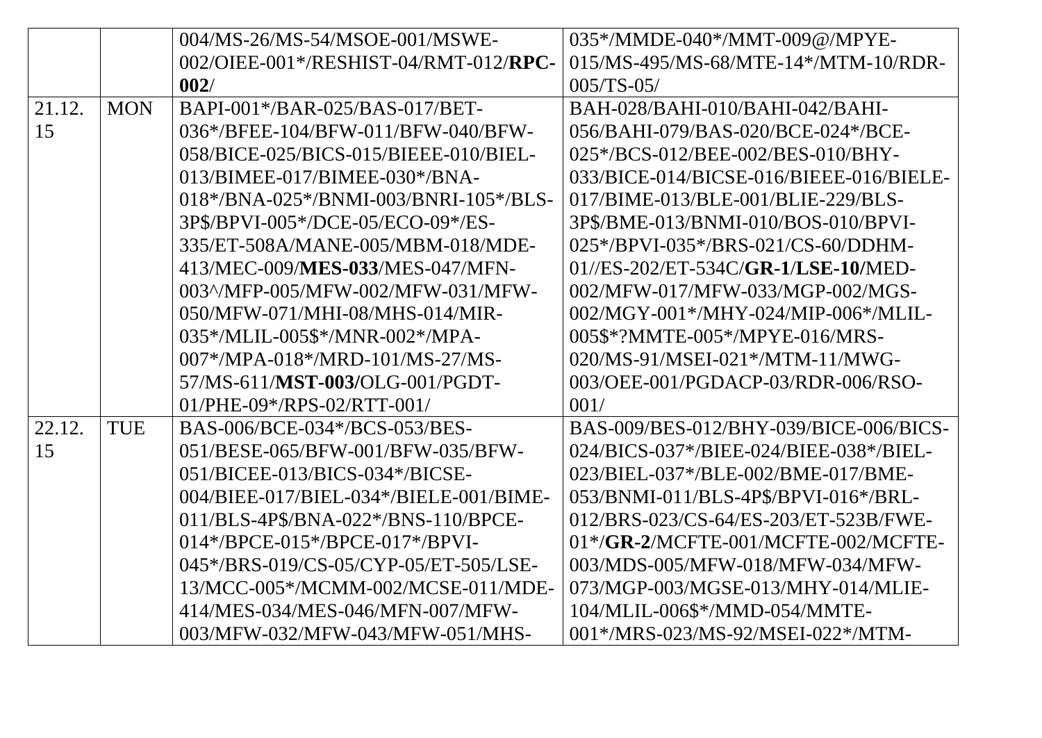| | | | |
|---|---|---|---|
| | | 004/MS-26/MS-54/MSOE-001/MSWE-002/OIEE-001*/RESHIST-04/RMT-012/**RPC-002**/ | 035*/MMDE-040*/MMT-009@/MPYE-015/MS-495/MS-68/MTE-14*/MTM-10/RDR-005/TS-05/ |
| 21.12.15 | MON | BAPI-001*/BAR-025/BAS-017/BET-036*/BFEE-104/BFW-011/BFW-040/BFW-058/BICE-025/BICS-015/BIEEE-010/BIEL-013/BIMEE-017/BIMEE-030*/BNA-018*/BNA-025*/BNMI-003/BNRI-105*/BLS-3P$/BPVI-005*/DCE-05/ECO-09*/ES-335/ET-508A/MANE-005/MBM-018/MDE-413/MEC-009/**MES-033**/MES-047/MFN-003^/MFP-005/MFW-002/MFW-031/MFW-050/MFW-071/MHI-08/MHS-014/MIR-035*/MLIL-005$*/MNR-002*/MPA-007*/MPA-018*/MRD-101/MS-27/MS-57/MS-611/**MST-003/**OLG-001/PGDT-01/PHE-09*/RPS-02/RTT-001/ | BAH-028/BAHI-010/BAHI-042/BAHI-056/BAHI-079/BAS-020/BCE-024*/BCE-025*/BCS-012/BEE-002/BES-010/BHY-033/BICE-014/BICSE-016/BIEEE-016/BIELE-017/BIME-013/BLE-001/BLIE-229/BLS-3P$/BME-013/BNMI-010/BOS-010/BPVI-025*/BPVI-035*/BRS-021/CS-60/DDHM-01//ES-202/ET-534C/**GR-1**/**LSE-10/**MED-002/MFW-017/MFW-033/MGP-002/MGS-002/MGY-001*/MHY-024/MIP-006*/MLIL-005$*?MMTE-005*/MPYE-016/MRS-020/MS-91/MSEI-021*/MTM-11/MWG-003/OEE-001/PGDACP-03/RDR-006/RSO-001/ |
| 22.12.15 | TUE | BAS-006/BCE-034*/BCS-053/BES-051/BESE-065/BFW-001/BFW-035/BFW-051/BICEE-013/BICS-034*/BICSE-004/BIEE-017/BIEL-034*/BIELE-001/BIME-011/BLS-4P$/BNA-022*/BNS-110/BPCE-014*/BPCE-015*/BPCE-017*/BPVI-045*/BRS-019/CS-05/CYP-05/ET-505/LSE-13/MCC-005*/MCMM-002/MCSE-011/MDE-414/MES-034/MES-046/MFN-007/MFW-003/MFW-032/MFW-043/MFW-051/MHS- | BAS-009/BES-012/BHY-039/BICE-006/BICS-024/BICS-037*/BIEE-024/BIEE-038*/BIEL-023/BIEL-037*/BLE-002/BME-017/BME-053/BNMI-011/BLS-4P$/BPVI-016*/BRL-012/BRS-023/CS-64/ES-203/ET-523B/FWE-01*/**GR-2**/MCFTE-001/MCFTE-002/MCFTE-003/MDS-005/MFW-018/MFW-034/MFW-073/MGP-003/MGSE-013/MHY-014/MLIE-104/MLIL-006$*/MMD-054/MMTE-001*/MRS-023/MS-92/MSEI-022*/MTM- |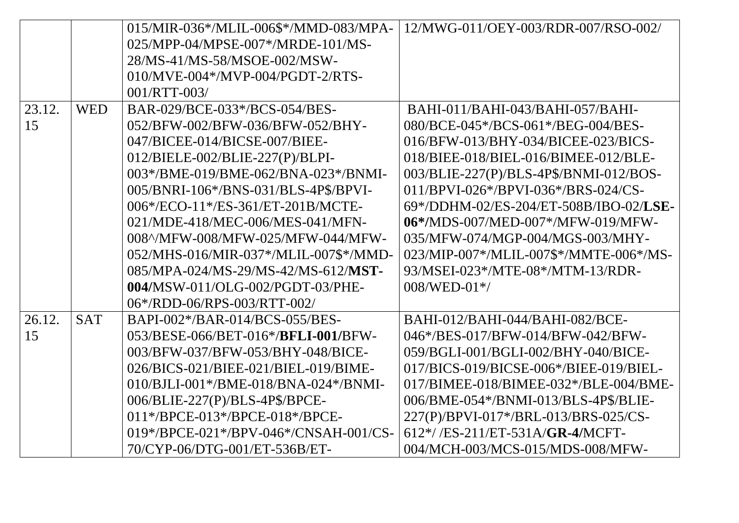| | | | |
|---|---|---|---|
| | | 015/MIR-036*/MLIL-006$*/MMD-083/MPA-025/MPP-04/MPSE-007*/MRDE-101/MS-28/MS-41/MS-58/MSOE-002/MSW-010/MVE-004*/MVP-004/PGDT-2/RTS-001/RTT-003/ | 12/MWG-011/OEY-003/RDR-007/RSO-002/ |
| 23.12.15 | WED | BAR-029/BCE-033*/BCS-054/BES-052/BFW-002/BFW-036/BFW-052/BHY-047/BICEE-014/BICSE-007/BIEE-012/BIELE-002/BLIE-227(P)/BLPI-003*/BME-019/BME-062/BNA-023*/BNMI-005/BNRI-106*/BNS-031/BLS-4P$/BPVI-006*/ECO-11*/ES-361/ET-201B/MCTE-021/MDE-418/MEC-006/MES-041/MFN-008^/MFW-008/MFW-025/MFW-044/MFW-052/MHS-016/MIR-037*/MLIL-007$*/MMD-085/MPA-024/MS-29/MS-42/MS-612/**MST-004**/MSW-011/OLG-002/PGDT-03/PHE-06*/RDD-06/RPS-003/RTT-002/ | BAHI-011/BAHI-043/BAHI-057/BAHI-080/BCE-045*/BCS-061*/BEG-004/BES-016/BFW-013/BHY-034/BICEE-023/BICS-018/BIEE-018/BIEL-016/BIMEE-012/BLE-003/BLIE-227(P)/BLS-4P$/BNMI-012/BOS-011/BPVI-026*/BPVI-036*/BRS-024/CS-69*/DDHM-02/ES-204/ET-508B/IBO-02/**LSE-06***/MDS-007/MED-007*/MFW-019/MFW-035/MFW-074/MGP-004/MGS-003/MHY-023/MIP-007*/MLIL-007$*/MMTE-006*/MS-93/MSEI-023*/MTE-08*/MTM-13/RDR-008/WED-01*/ |
| 26.12.15 | SAT | BAPI-002*/BAR-014/BCS-055/BES-053/BESE-066/BET-016*/**BFLI-001/**BFW-003/BFW-037/BFW-053/BHY-048/BICE-026/BICS-021/BIEE-021/BIEL-019/BIME-010/BJLI-001*/BME-018/BNA-024*/BNMI-006/BLIE-227(P)/BLS-4P$/BPCE-011*/BPCE-013*/BPCE-018*/BPCE-019*/BPCE-021*/BPV-046*/CNSAH-001/CS-70/CYP-06/DTG-001/ET-536B/ET- | BAHI-012/BAHI-044/BAHI-082/BCE-046*/BES-017/BFW-014/BFW-042/BFW-059/BGLI-001/BGLI-002/BHY-040/BICE-017/BICS-019/BICSE-006*/BIEE-019/BIEL-017/BIMEE-018/BIMEE-032*/BLE-004/BME-006/BME-054*/BNMI-013/BLS-4P$/BLIE-227(P)/BPVI-017*/BRL-013/BRS-025/CS-612*/ /ES-211/ET-531A/**GR-4/**MCFT-004/MCH-003/MCS-015/MDS-008/MFW- |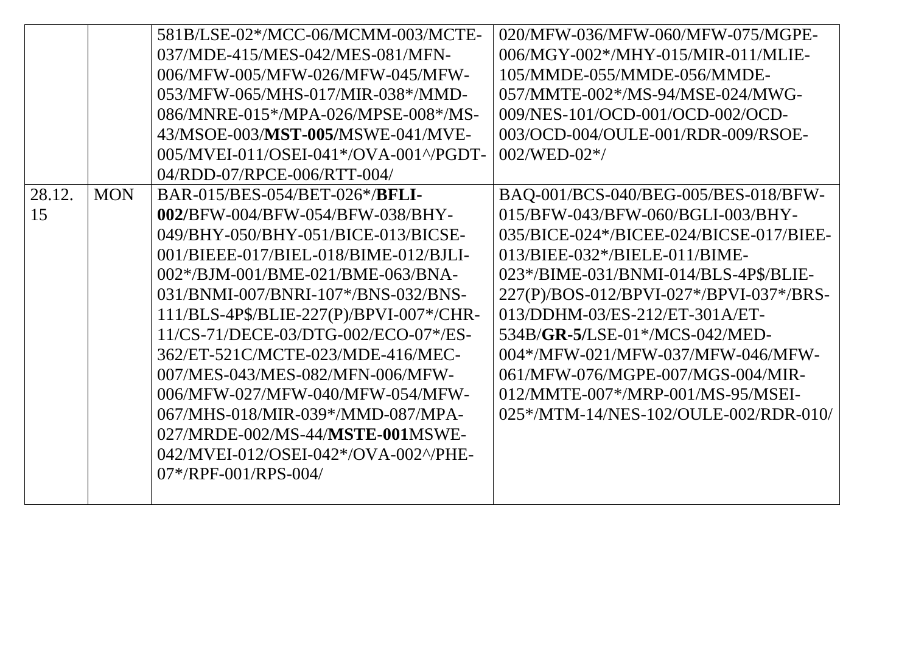| | | | |
|---|---|---|---|
| | | 581B/LSE-02*/MCC-06/MCMM-003/MCTE-037/MDE-415/MES-042/MES-081/MFN-006/MFW-005/MFW-026/MFW-045/MFW-053/MFW-065/MHS-017/MIR-038*/MMD-086/MNRE-015*/MPA-026/MPSE-008*/MS-43/MSOE-003/**MST-005/**MSWE-041/MVE-005/MVEI-011/OSEI-041*/OVA-001^/PGDT-04/RDD-07/RPCE-006/RTT-004/ | 020/MFW-036/MFW-060/MFW-075/MGPE-006/MGY-002*/MHY-015/MIR-011/MLIE-105/MMDE-055/MMDE-056/MMDE-057/MMTE-002*/MS-94/MSE-024/MWG-009/NES-101/OCD-001/OCD-002/OCD-003/OCD-004/OULE-001/RDR-009/RSOE-002/WED-02*/ |
| 28.12.15 | MON | BAR-015/BES-054/BET-026*/**BFLI-002/**BFW-004/BFW-054/BFW-038/BHY-049/BHY-050/BHY-051/BICE-013/BICSE-001/BIEEE-017/BIEL-018/BIME-012/BJLI-002*/BJM-001/BME-021/BME-063/BNA-031/BNMI-007/BNRI-107*/BNS-032/BNS-111/BLS-4P$/BLIE-227(P)/BPVI-007*/CHR-11/CS-71/DECE-03/DTG-002/ECO-07*/ES-362/ET-521C/MCTE-023/MDE-416/MEC-007/MES-043/MES-082/MFN-006/MFW-006/MFW-027/MFW-040/MFW-054/MFW-067/MHS-018/MIR-039*/MMD-087/MPA-027/MRDE-002/MS-44/**MSTE-001**MSWE-042/MVEI-012/OSEI-042*/OVA-002^/PHE-07*/RPF-001/RPS-004/ | BAQ-001/BCS-040/BEG-005/BES-018/BFW-015/BFW-043/BFW-060/BGLI-003/BHY-035/BICE-024*/BICEE-024/BICSE-017/BIEE-013/BIEE-032*/BIELE-011/BIME-023*/BIME-031/BNMI-014/BLS-4P$/BLIE-227(P)/BOS-012/BPVI-027*/BPVI-037*/BRS-013/DDHM-03/ES-212/ET-301A/ET-534B/**GR-5/**LSE-01*/MCS-042/MED-004*/MFW-021/MFW-037/MFW-046/MFW-061/MFW-076/MGPE-007/MGS-004/MIR-012/MMTE-007*/MRP-001/MS-95/MSEI-025*/MTM-14/NES-102/OULE-002/RDR-010/ |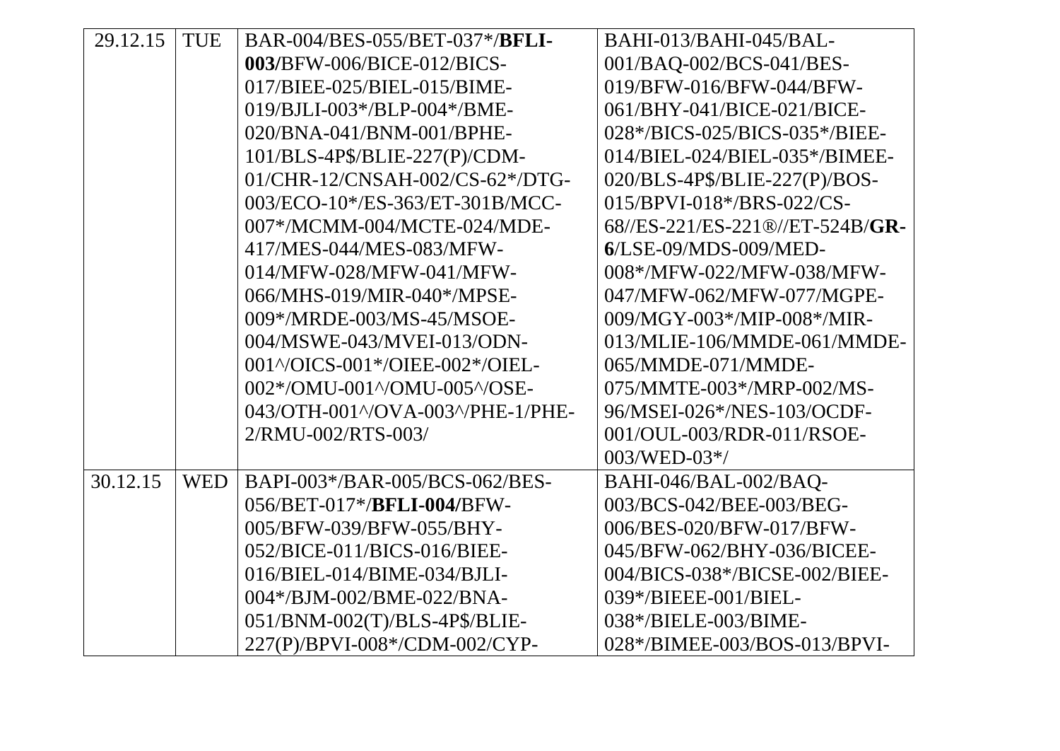| | | | |
|---|---|---|---|
| 29.12.15 | TUE | BAR-004/BES-055/BET-037*/**BFLI-003/**BFW-006/BICE-012/BICS-017/BIEE-025/BIEL-015/BIME-019/BJLI-003*/BLP-004*/BME-020/BNA-041/BNM-001/BPHE-101/BLS-4P$/BLIE-227(P)/CDM-01/CHR-12/CNSAH-002/CS-62*/DTG-003/ECO-10*/ES-363/ET-301B/MCC-007*/MCMM-004/MCTE-024/MDE-417/MES-044/MES-083/MFW-014/MFW-028/MFW-041/MFW-066/MHS-019/MIR-040*/MPSE-009*/MRDE-003/MS-45/MSOE-004/MSWE-043/MVEI-013/ODN-001^/OICS-001*/OIEE-002*/OIEL-002*/OMU-001^/OMU-005^/OSE-043/OTH-001^/OVA-003^/PHE-1/PHE-2/RMU-002/RTS-003/ | BAHI-013/BAHI-045/BAL-001/BAQ-002/BCS-041/BES-019/BFW-016/BFW-044/BFW-061/BHY-041/BICE-021/BICE-028*/BICS-025/BICS-035*/BIEE-014/BIEL-024/BIEL-035*/BIMEE-020/BLS-4P$/BLIE-227(P)/BOS-015/BPVI-018*/BRS-022/CS-68//ES-221/ES-221®//ET-524B/**GR-6**/LSE-09/MDS-009/MED-008*/MFW-022/MFW-038/MFW-047/MFW-062/MFW-077/MGPE-009/MGY-003*/MIP-008*/MIR-013/MLIE-106/MMDE-061/MMDE-065/MMDE-071/MMDE-075/MMTE-003*/MRP-002/MS-96/MSEI-026*/NES-103/OCDF-001/OUL-003/RDR-011/RSOE-003/WED-03*/ |
| 30.12.15 | WED | BAPI-003*/BAR-005/BCS-062/BES-056/BET-017*/**BFLI-004/**BFW-005/BFW-039/BFW-055/BHY-052/BICE-011/BICS-016/BIEE-016/BIEL-014/BIME-034/BJLI-004*/BJM-002/BME-022/BNA-051/BNM-002(T)/BLS-4P$/BLIE-227(P)/BPVI-008*/CDM-002/CYP- | BAHI-046/BAL-002/BAQ-003/BCS-042/BEE-003/BEG-006/BES-020/BFW-017/BFW-045/BFW-062/BHY-036/BICEE-004/BICS-038*/BICSE-002/BIEE-039*/BIEEE-001/BIEL-038*/BIELE-003/BIME-028*/BIMEE-003/BOS-013/BPVI- |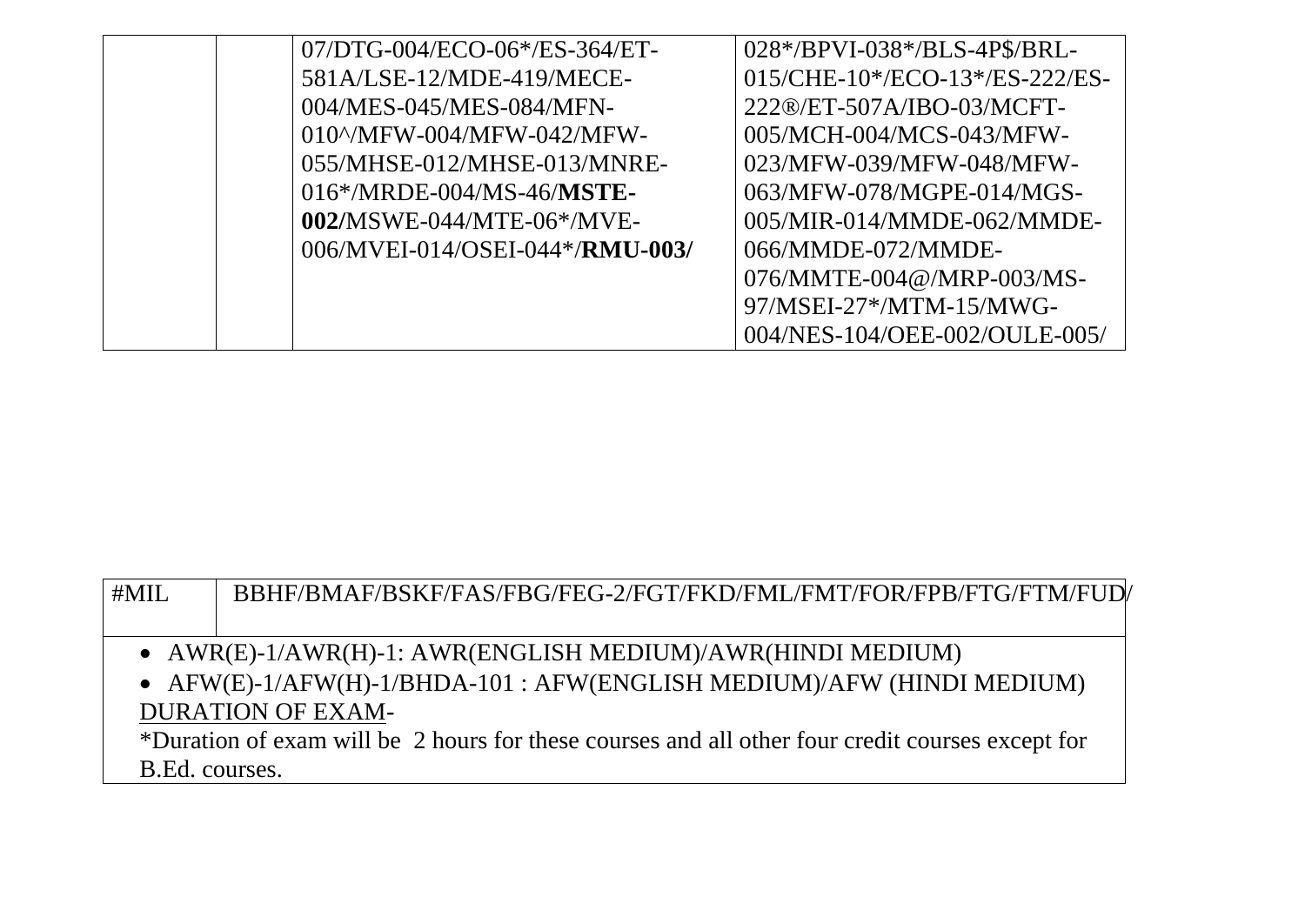|  |  | 07/DTG-004/ECO-06*/ES-364/ET-581A/LSE-12/MDE-419/MECE-004/MES-045/MES-084/MFN-010^/MFW-004/MFW-042/MFW-055/MHSE-012/MHSE-013/MNRE-016*/MRDE-004/MS-46/**MSTE-002/**MSWE-044/MTE-06*/MVE-006/MVEI-014/OSEI-044*/**RMU-003/** | 028*/BPVI-038*/BLS-4P$/BRL-015/CHE-10*/ECO-13*/ES-222/ES-222®/ET-507A/IBO-03/MCFT-005/MCH-004/MCS-043/MFW-023/MFW-039/MFW-048/MFW-063/MFW-078/MGPE-014/MGS-005/MIR-014/MMDE-062/MMDE-066/MMDE-072/MMDE-076/MMTE-004@/MRP-003/MS-97/MSEI-27*/MTM-15/MWG-004/NES-104/OEE-002/OULE-005/ |
|---|---|---|---|

| #MIL | BBHF/BMAF/BSKF/FAS/FBG/FEG-2/FGT/FKD/FML/FMT/FOR/FPB/FTG/FTM/FUD/ |
|---|---|

- AWR(E)-1/AWR(H)-1: AWR(ENGLISH MEDIUM)/AWR(HINDI MEDIUM)
- AFW(E)-1/AFW(H)-1/BHDA-101 : AFW(ENGLISH MEDIUM)/AFW (HINDI MEDIUM)

DURATION OF EXAM-

*Duration of exam will be 2 hours for these courses and all other four credit courses except for B.Ed. courses.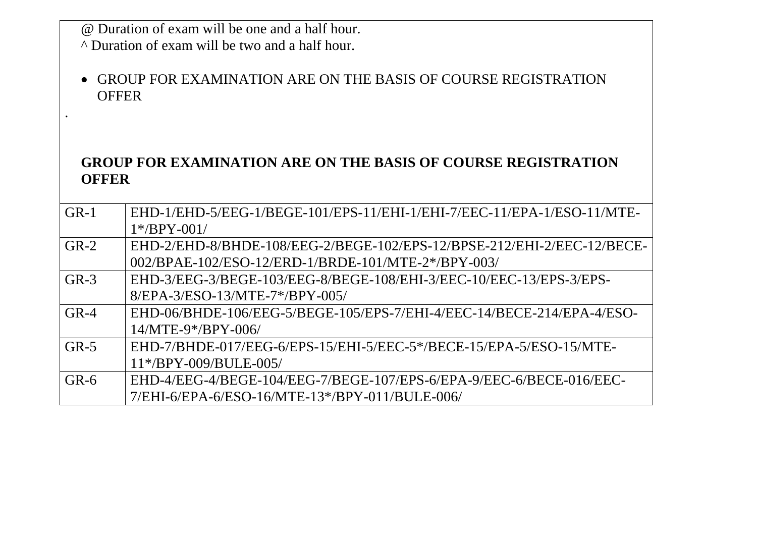@ Duration of exam will be one and a half hour.
^ Duration of exam will be two and a half hour.

- GROUP FOR EXAMINATION ARE ON THE BASIS OF COURSE REGISTRATION OFFER

.

**GROUP FOR EXAMINATION ARE ON THE BASIS OF COURSE REGISTRATION OFFER**

| | |
|---|---|
| GR-1 | EHD-1/EHD-5/EEG-1/BEGE-101/EPS-11/EHI-1/EHI-7/EEC-11/EPA-1/ESO-11/MTE-1*/BPY-001/ |
| GR-2 | EHD-2/EHD-8/BHDE-108/EEG-2/BEGE-102/EPS-12/BPSE-212/EHI-2/EEC-12/BECE-002/BPAE-102/ESO-12/ERD-1/BRDE-101/MTE-2*/BPY-003/ |
| GR-3 | EHD-3/EEG-3/BEGE-103/EEG-8/BEGE-108/EHI-3/EEC-10/EEC-13/EPS-3/EPS-8/EPA-3/ESO-13/MTE-7*/BPY-005/ |
| GR-4 | EHD-06/BHDE-106/EEG-5/BEGE-105/EPS-7/EHI-4/EEC-14/BECE-214/EPA-4/ESO-14/MTE-9*/BPY-006/ |
| GR-5 | EHD-7/BHDE-017/EEG-6/EPS-15/EHI-5/EEC-5*/BECE-15/EPA-5/ESO-15/MTE-11*/BPY-009/BULE-005/ |
| GR-6 | EHD-4/EEG-4/BEGE-104/EEG-7/BEGE-107/EPS-6/EPA-9/EEC-6/BECE-016/EEC-7/EHI-6/EPA-6/ESO-16/MTE-13*/BPY-011/BULE-006/ |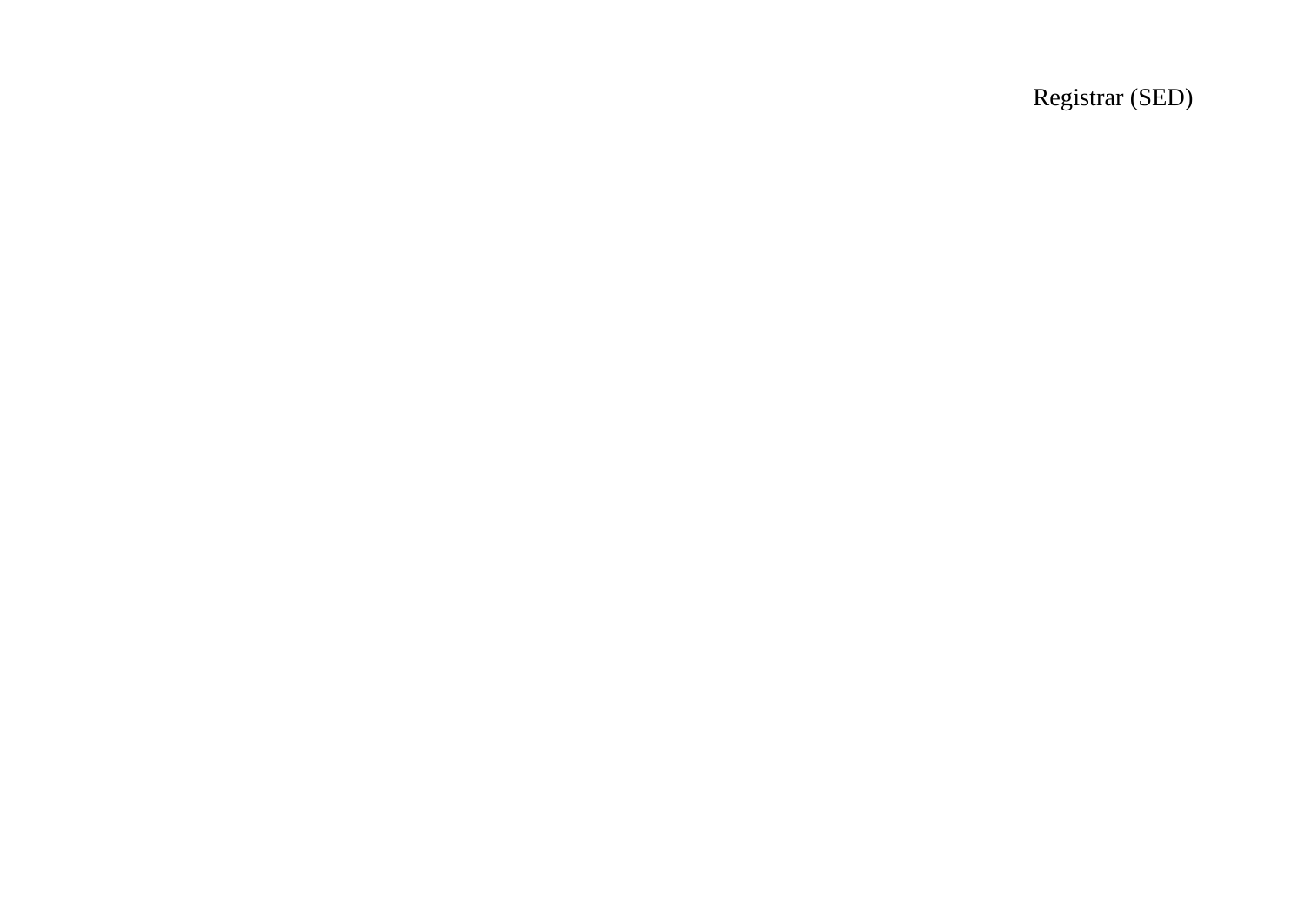Registrar (SED)